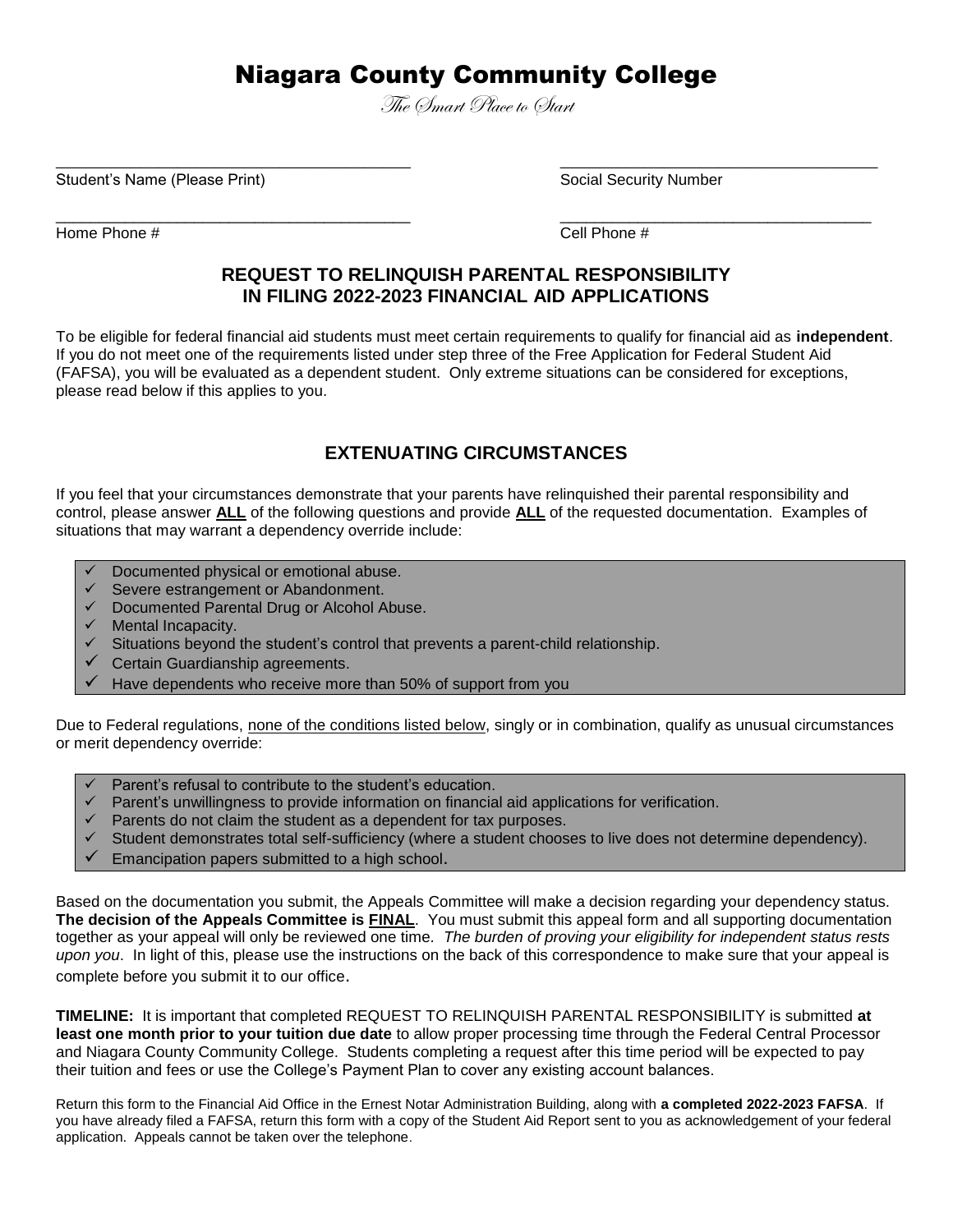# Niagara County Community College

*The Smart Place to Start*

\_\_\_\_\_\_\_\_\_\_\_\_\_\_\_\_\_\_\_\_\_\_\_\_\_\_\_\_\_\_\_\_\_\_\_\_\_\_ \_\_\_\_\_\_\_\_\_\_\_\_\_\_\_\_\_\_\_\_\_\_\_\_\_\_\_\_\_\_\_\_\_\_\_\_
Student's Name (Please Print) Social Security Number

\_\_\_\_\_\_\_\_\_\_\_\_\_\_\_\_\_\_\_\_\_\_\_\_\_\_\_\_\_\_\_\_\_\_\_\_\_\_ \_\_\_\_\_\_\_\_\_\_\_\_\_\_\_\_\_\_\_\_\_\_\_\_\_\_\_\_\_\_\_\_\_\_\_\_
Home Phone # Cell Phone #

## REQUEST TO RELINQUISH PARENTAL RESPONSIBILITY IN FILING 2022-2023 FINANCIAL AID APPLICATIONS

To be eligible for federal financial aid students must meet certain requirements to qualify for financial aid as **independent**. If you do not meet one of the requirements listed under step three of the Free Application for Federal Student Aid (FAFSA), you will be evaluated as a dependent student. Only extreme situations can be considered for exceptions, please read below if this applies to you.

## EXTENUATING CIRCUMSTANCES

If you feel that your circumstances demonstrate that your parents have relinquished their parental responsibility and control, please answer **ALL** of the following questions and provide **ALL** of the requested documentation. Examples of situations that may warrant a dependency override include:

- ✓ Documented physical or emotional abuse.
- ✓ Severe estrangement or Abandonment.
- ✓ Documented Parental Drug or Alcohol Abuse.
- ✓ Mental Incapacity.
- ✓ Situations beyond the student's control that prevents a parent-child relationship.
- ✓ Certain Guardianship agreements.
- ✓ Have dependents who receive more than 50% of support from you

Due to Federal regulations, none of the conditions listed below, singly or in combination, qualify as unusual circumstances or merit dependency override:

- ✓ Parent's refusal to contribute to the student's education.
- ✓ Parent's unwillingness to provide information on financial aid applications for verification.
- ✓ Parents do not claim the student as a dependent for tax purposes.
- ✓ Student demonstrates total self-sufficiency (where a student chooses to live does not determine dependency).
- ✓ Emancipation papers submitted to a high school.

Based on the documentation you submit, the Appeals Committee will make a decision regarding your dependency status. **The decision of the Appeals Committee is FINAL**. You must submit this appeal form and all supporting documentation together as your appeal will only be reviewed one time. *The burden of proving your eligibility for independent status rests upon you*. In light of this, please use the instructions on the back of this correspondence to make sure that your appeal is complete before you submit it to our office.

**TIMELINE:** It is important that completed REQUEST TO RELINQUISH PARENTAL RESPONSIBILITY is submitted **at least one month prior to your tuition due date** to allow proper processing time through the Federal Central Processor and Niagara County Community College. Students completing a request after this time period will be expected to pay their tuition and fees or use the College's Payment Plan to cover any existing account balances.

Return this form to the Financial Aid Office in the Ernest Notar Administration Building, along with **a completed 2022-2023 FAFSA**. If you have already filed a FAFSA, return this form with a copy of the Student Aid Report sent to you as acknowledgement of your federal application. Appeals cannot be taken over the telephone.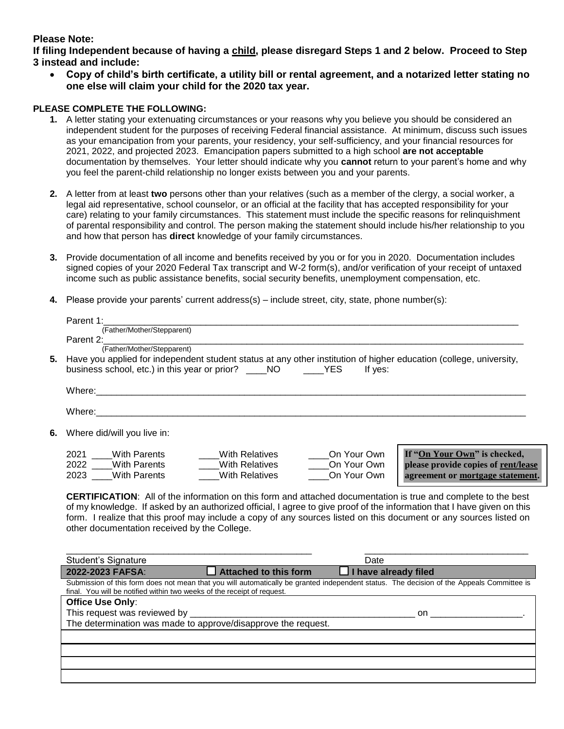**Please Note:**

**If filing Independent because of having a <u>child</u>, please disregard Steps 1 and 2 below. Proceed to Step 3 instead and include:**

- **Copy of child's birth certificate, a utility bill or rental agreement, and a notarized letter stating no one else will claim your child for the 2020 tax year.**

**PLEASE COMPLETE THE FOLLOWING:**

1. A letter stating your extenuating circumstances or your reasons why you believe you should be considered an independent student for the purposes of receiving Federal financial assistance. At minimum, discuss such issues as your emancipation from your parents, your residency, your self-sufficiency, and your financial resources for 2021, 2022, and projected 2023. Emancipation papers submitted to a high school **are not acceptable** documentation by themselves. Your letter should indicate why you **cannot** return to your parent's home and why you feel the parent-child relationship no longer exists between you and your parents.

2. A letter from at least **two** persons other than your relatives (such as a member of the clergy, a social worker, a legal aid representative, school counselor, or an official at the facility that has accepted responsibility for your care) relating to your family circumstances. This statement must include the specific reasons for relinquishment of parental responsibility and control. The person making the statement should include his/her relationship to you and how that person has **direct** knowledge of your family circumstances.

3. Provide documentation of all income and benefits received by you or for you in 2020. Documentation includes signed copies of your 2020 Federal Tax transcript and W-2 form(s), and/or verification of your receipt of untaxed income such as public assistance benefits, social security benefits, unemployment compensation, etc.

4. Please provide your parents' current address(s) – include street, city, state, phone number(s):

   Parent 1:\_\_\_\_\_\_\_\_\_\_\_\_\_\_\_\_\_\_\_\_\_\_\_\_\_\_\_\_\_\_\_\_\_\_\_\_\_\_\_\_\_\_\_\_\_\_\_\_\_\_\_\_\_\_\_\_\_\_\_\_
   (Father/Mother/Stepparent)

   Parent 2:\_\_\_\_\_\_\_\_\_\_\_\_\_\_\_\_\_\_\_\_\_\_\_\_\_\_\_\_\_\_\_\_\_\_\_\_\_\_\_\_\_\_\_\_\_\_\_\_\_\_\_\_\_\_\_\_\_\_\_\_
   (Father/Mother/Stepparent)

5. Have you applied for independent student status at any other institution of higher education (college, university, business school, etc.) in this year or prior? \_\_\_\_NO \_\_\_\_YES If yes:

   Where:\_\_\_\_\_\_\_\_\_\_\_\_\_\_\_\_\_\_\_\_\_\_\_\_\_\_\_\_\_\_\_\_\_\_\_\_\_\_\_\_\_\_\_\_\_\_\_\_\_\_\_\_\_\_\_\_\_\_\_\_

   Where:\_\_\_\_\_\_\_\_\_\_\_\_\_\_\_\_\_\_\_\_\_\_\_\_\_\_\_\_\_\_\_\_\_\_\_\_\_\_\_\_\_\_\_\_\_\_\_\_\_\_\_\_\_\_\_\_\_\_\_\_

6. Where did/will you live in:

   2021 \_\_\_\_With Parents \_\_\_\_With Relatives \_\_\_\_On Your Own
   2022 \_\_\_\_With Parents \_\_\_\_With Relatives \_\_\_\_On Your Own
   2023 \_\_\_\_With Parents \_\_\_\_With Relatives \_\_\_\_On Your Own

   **If "<u>On Your Own</u>" is checked, please provide copies of <u>rent/lease agreement</u> or <u>mortgage statement</u>.**

**CERTIFICATION**: All of the information on this form and attached documentation is true and complete to the best of my knowledge. If asked by an authorized official, I agree to give proof of the information that I have given on this form. I realize that this proof may include a copy of any sources listed on this document or any sources listed on other documentation received by the College.

\_\_\_\_\_\_\_\_\_\_\_\_\_\_\_\_\_\_\_\_\_\_\_\_\_\_\_\_\_\_\_\_\_\_\_\_\_\_ \_\_\_\_\_\_\_\_\_\_\_\_\_\_\_\_\_\_\_\_\_\_\_\_\_
Student's Signature Date

**2022-2023 FAFSA**: ☐ **Attached to this form** ☐ **I have already filed**

Submission of this form does not mean that you will automatically be granted independent status. The decision of the Appeals Committee is final. You will be notified within two weeks of the receipt of request.

**Office Use Only**:

This request was reviewed by \_\_\_\_\_\_\_\_\_\_\_\_\_\_\_\_\_\_\_\_\_\_\_\_\_\_\_\_\_\_\_\_\_\_\_\_ on \_\_\_\_\_\_\_\_\_\_\_\_\_\_\_\_.

The determination was made to approve/disapprove the request.